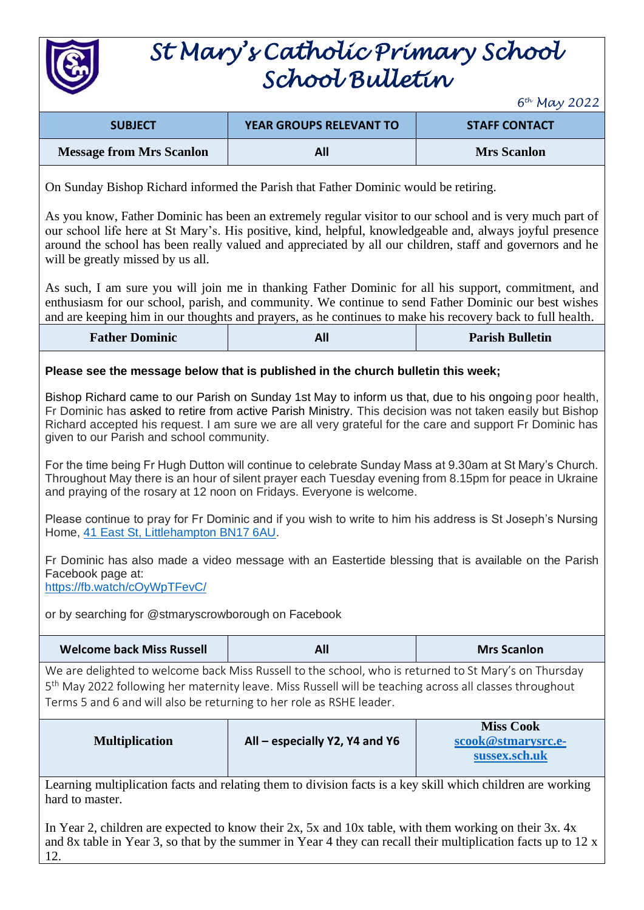# St Mary's Catholic Primary School School Bulletin

*6th May 2022*

| SUBJECT | YEAR GROUPS RELEVANT TO | STAFF CONTACT |
|---|---|---|
| **Message from Mrs Scanlon** | **All** | **Mrs Scanlon** |

On Sunday Bishop Richard informed the Parish that Father Dominic would be retiring.

As you know, Father Dominic has been an extremely regular visitor to our school and is very much part of our school life here at St Mary's. His positive, kind, helpful, knowledgeable and, always joyful presence around the school has been really valued and appreciated by all our children, staff and governors and he will be greatly missed by us all.

As such, I am sure you will join me in thanking Father Dominic for all his support, commitment, and enthusiasm for our school, parish, and community. We continue to send Father Dominic our best wishes and are keeping him in our thoughts and prayers, as he continues to make his recovery back to full health.

| | | |
|---|---|---|
| **Father Dominic** | **All** | **Parish Bulletin** |

**Please see the message below that is published in the church bulletin this week;**

Bishop Richard came to our Parish on Sunday 1st May to inform us that, due to his ongoing poor health, Fr Dominic has asked to retire from active Parish Ministry. This decision was not taken easily but Bishop Richard accepted his request. I am sure we are all very grateful for the care and support Fr Dominic has given to our Parish and school community.

For the time being Fr Hugh Dutton will continue to celebrate Sunday Mass at 9.30am at St Mary's Church. Throughout May there is an hour of silent prayer each Tuesday evening from 8.15pm for peace in Ukraine and praying of the rosary at 12 noon on Fridays. Everyone is welcome.

Please continue to pray for Fr Dominic and if you wish to write to him his address is St Joseph's Nursing Home, 41 East St, Littlehampton BN17 6AU.

Fr Dominic has also made a video message with an Eastertide blessing that is available on the Parish Facebook page at:
https://fb.watch/cOyWpTFevC/

or by searching for @stmaryscrowborough on Facebook

| | | |
|---|---|---|
| **Welcome back Miss Russell** | **All** | **Mrs Scanlon** |

We are delighted to welcome back Miss Russell to the school, who is returned to St Mary's on Thursday 5th May 2022 following her maternity leave. Miss Russell will be teaching across all classes throughout Terms 5 and 6 and will also be returning to her role as RSHE leader.

| | | |
|---|---|---|
| **Multiplication** | **All – especially Y2, Y4 and Y6** | **Miss Cook** scook@stmarysrc.e-sussex.sch.uk |

Learning multiplication facts and relating them to division facts is a key skill which children are working hard to master.

In Year 2, children are expected to know their 2x, 5x and 10x table, with them working on their 3x. 4x and 8x table in Year 3, so that by the summer in Year 4 they can recall their multiplication facts up to 12 x 12.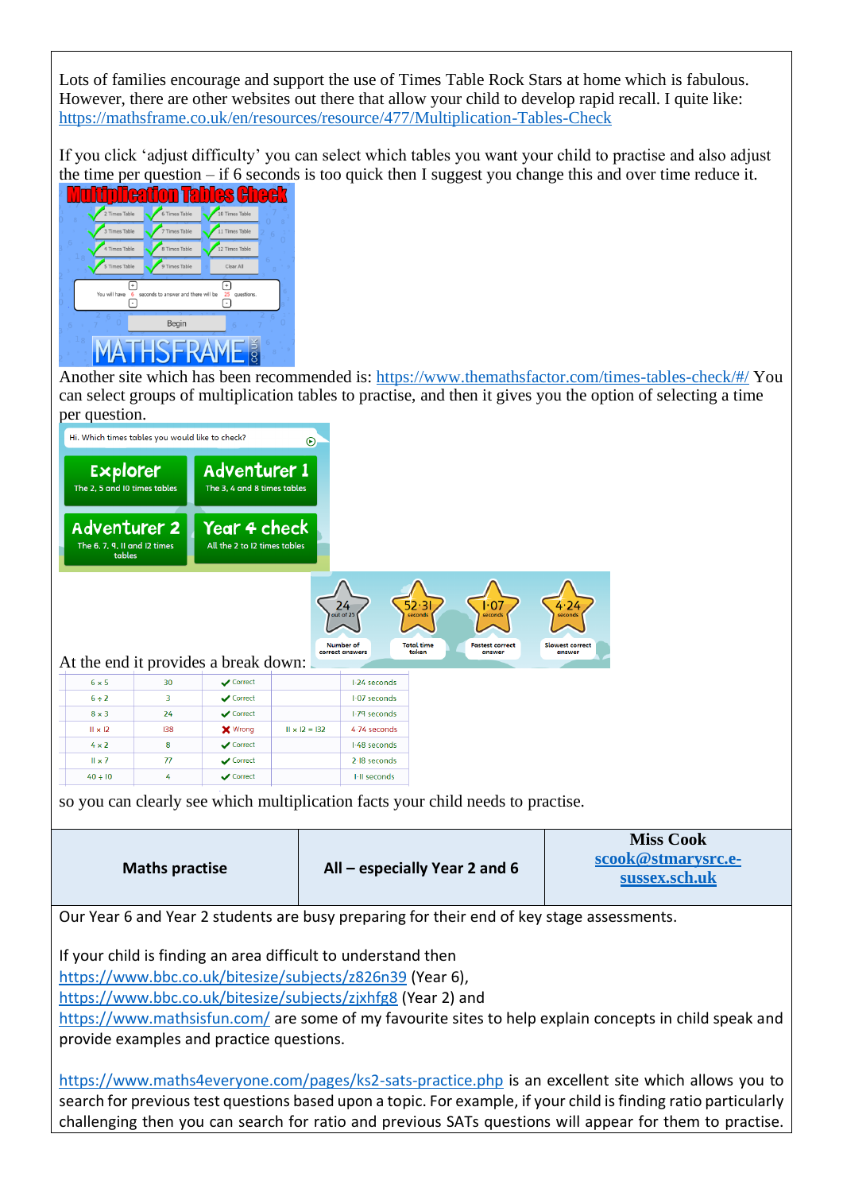Lots of families encourage and support the use of Times Table Rock Stars at home which is fabulous. However, there are other websites out there that allow your child to develop rapid recall. I quite like: https://mathsframe.co.uk/en/resources/resource/477/Multiplication-Tables-Check

If you click 'adjust difficulty' you can select which tables you want your child to practise and also adjust the time per question – if 6 seconds is too quick then I suggest you change this and over time reduce it.

Another site which has been recommended is: https://www.themathsfactor.com/times-tables-check/#/ You can select groups of multiplication tables to practise, and then it gives you the option of selecting a time per question.

At the end it provides a break down:

| | | | | |
|---|---|---|---|---|
| 6 × 5 | 30 | ✔ Correct | | 1·24 seconds |
| 6 ÷ 2 | 3 | ✔ Correct | | 1·07 seconds |
| 8 × 3 | 24 | ✔ Correct | | 1·79 seconds |
| 11 × 12 | 138 | ✘ Wrong | 11 × 12 = 132 | 4·74 seconds |
| 4 × 2 | 8 | ✔ Correct | | 1·48 seconds |
| 11 × 7 | 77 | ✔ Correct | | 2·18 seconds |
| 40 ÷ 10 | 4 | ✔ Correct | | 1·11 seconds |

so you can clearly see which multiplication facts your child needs to practise.

| **Maths practise** | **All – especially Year 2 and 6** | **Miss Cook** scook@stmarysrc.e-sussex.sch.uk |
|---|---|---|

Our Year 6 and Year 2 students are busy preparing for their end of key stage assessments.

If your child is finding an area difficult to understand then https://www.bbc.co.uk/bitesize/subjects/z826n39 (Year 6), https://www.bbc.co.uk/bitesize/subjects/zjxhfg8 (Year 2) and https://www.mathsisfun.com/ are some of my favourite sites to help explain concepts in child speak and provide examples and practice questions.

https://www.maths4everyone.com/pages/ks2-sats-practice.php is an excellent site which allows you to search for previous test questions based upon a topic. For example, if your child is finding ratio particularly challenging then you can search for ratio and previous SATs questions will appear for them to practise.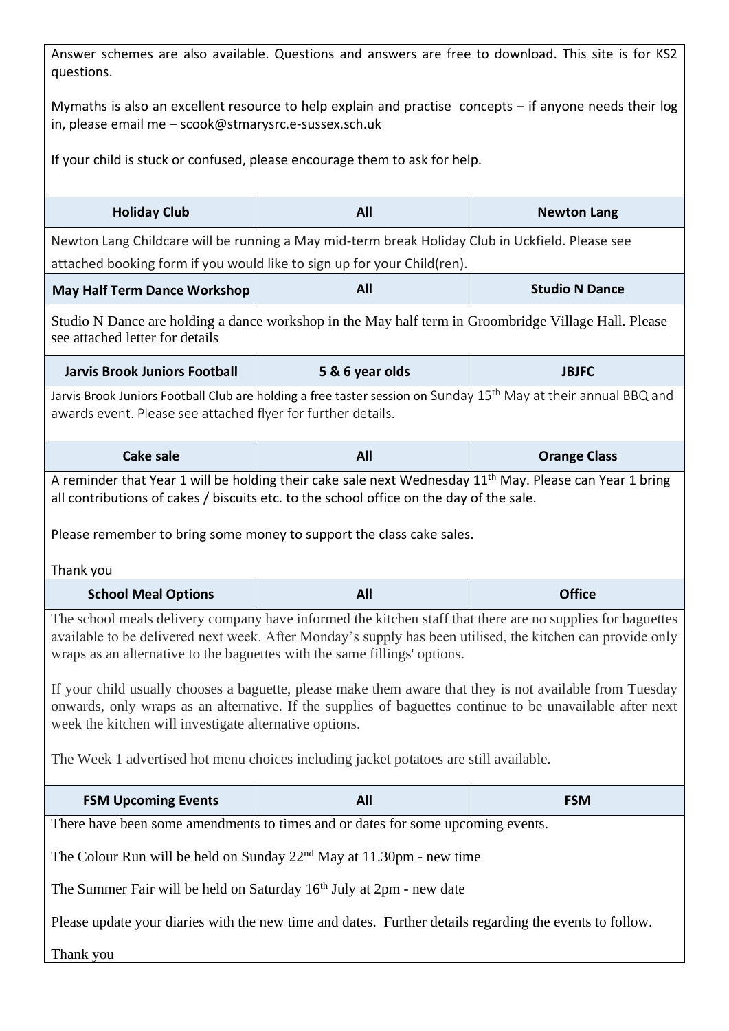Answer schemes are also available. Questions and answers are free to download. This site is for KS2 questions.

Mymaths is also an excellent resource to help explain and practise concepts – if anyone needs their log in, please email me – scook@stmarysrc.e-sussex.sch.uk

If your child is stuck or confused, please encourage them to ask for help.

| Holiday Club | All | Newton Lang |
|---|---|---|

Newton Lang Childcare will be running a May mid-term break Holiday Club in Uckfield. Please see attached booking form if you would like to sign up for your Child(ren).

| May Half Term Dance Workshop | All | Studio N Dance |
|---|---|---|

Studio N Dance are holding a dance workshop in the May half term in Groombridge Village Hall. Please see attached letter for details

| Jarvis Brook Juniors Football | 5 & 6 year olds | JBJFC |
|---|---|---|

Jarvis Brook Juniors Football Club are holding a free taster session on Sunday 15th May at their annual BBQ and awards event. Please see attached flyer for further details.

| Cake sale | All | Orange Class |
|---|---|---|

A reminder that Year 1 will be holding their cake sale next Wednesday 11th May. Please can Year 1 bring all contributions of cakes / biscuits etc. to the school office on the day of the sale.

Please remember to bring some money to support the class cake sales.

Thank you

| School Meal Options | All | Office |
|---|---|---|

The school meals delivery company have informed the kitchen staff that there are no supplies for baguettes available to be delivered next week. After Monday's supply has been utilised, the kitchen can provide only wraps as an alternative to the baguettes with the same fillings' options.

If your child usually chooses a baguette, please make them aware that they is not available from Tuesday onwards, only wraps as an alternative. If the supplies of baguettes continue to be unavailable after next week the kitchen will investigate alternative options.

The Week 1 advertised hot menu choices including jacket potatoes are still available.

| FSM Upcoming Events | All | FSM |
|---|---|---|

There have been some amendments to times and or dates for some upcoming events.

The Colour Run will be held on Sunday 22nd May at 11.30pm - new time

The Summer Fair will be held on Saturday 16th July at 2pm - new date

Please update your diaries with the new time and dates. Further details regarding the events to follow.

Thank you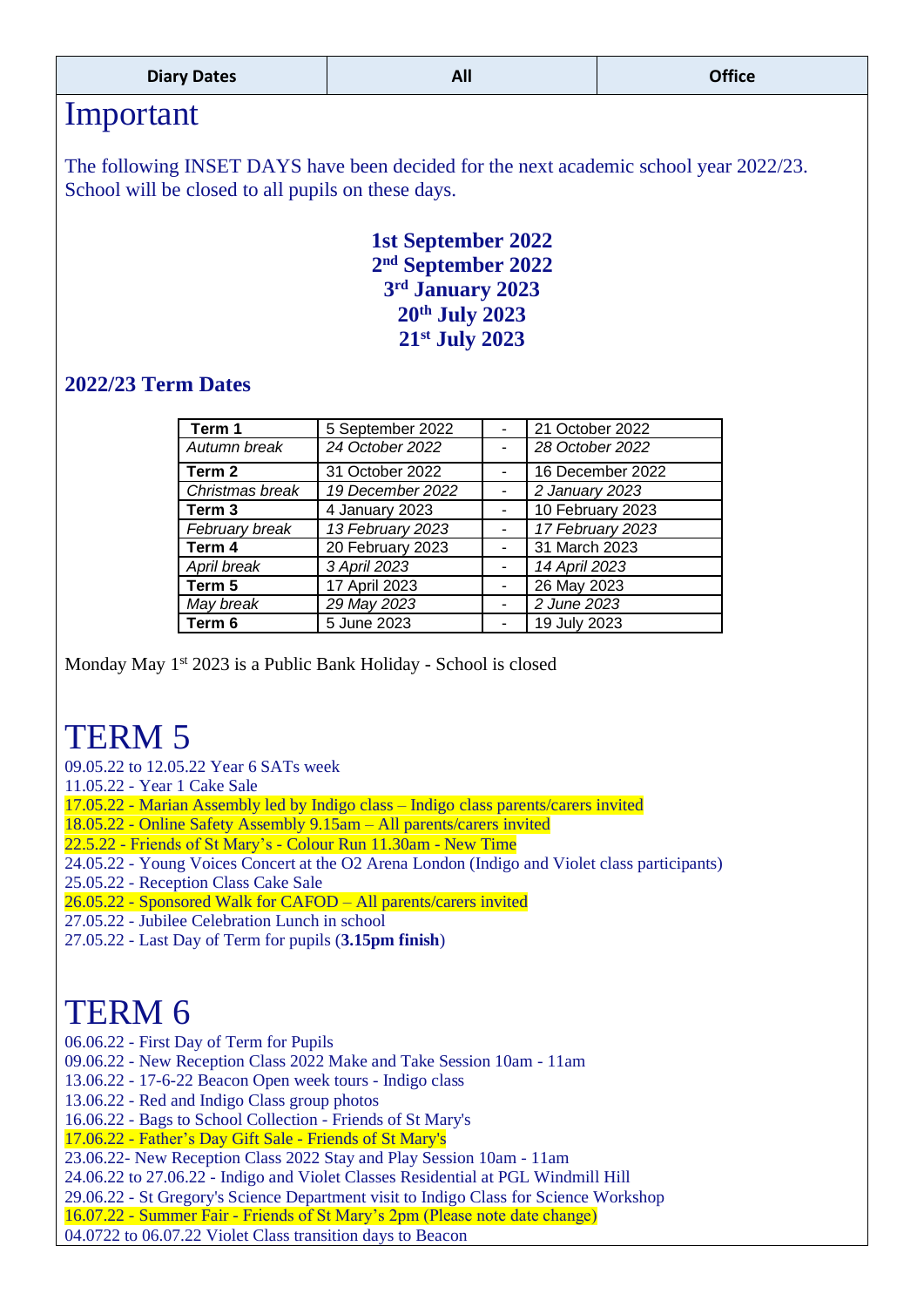| Diary Dates | All | Office |
|---|---|---|

# Important

The following INSET DAYS have been decided for the next academic school year 2022/23. School will be closed to all pupils on these days.

**1st September 2022**
**2nd September 2022**
**3rd January 2023**
**20th July 2023**
**21st July 2023**

## 2022/23 Term Dates

| | | | |
|---|---|---|---|
| **Term 1** | 5 September 2022 | - | 21 October 2022 |
| *Autumn break* | *24 October 2022* | - | *28 October 2022* |
| **Term 2** | 31 October 2022 | - | 16 December 2022 |
| *Christmas break* | *19 December 2022* | - | *2 January 2023* |
| **Term 3** | 4 January 2023 | - | 10 February 2023 |
| *February break* | *13 February 2023* | - | *17 February 2023* |
| **Term 4** | 20 February 2023 | - | 31 March 2023 |
| *April break* | *3 April 2023* | - | *14 April 2023* |
| **Term 5** | 17 April 2023 | - | 26 May 2023 |
| *May break* | *29 May 2023* | - | *2 June 2023* |
| **Term 6** | 5 June 2023 | - | 19 July 2023 |

Monday May 1st 2023 is a Public Bank Holiday - School is closed

# TERM 5

09.05.22 to 12.05.22 Year 6 SATs week
11.05.22 - Year 1 Cake Sale
17.05.22 - Marian Assembly led by Indigo class – Indigo class parents/carers invited
18.05.22 - Online Safety Assembly 9.15am – All parents/carers invited
22.5.22 - Friends of St Mary's - Colour Run 11.30am - New Time
24.05.22 - Young Voices Concert at the O2 Arena London (Indigo and Violet class participants)
25.05.22 - Reception Class Cake Sale
26.05.22 - Sponsored Walk for CAFOD – All parents/carers invited
27.05.22 - Jubilee Celebration Lunch in school
27.05.22 - Last Day of Term for pupils (**3.15pm finish**)

# TERM 6

06.06.22 - First Day of Term for Pupils
09.06.22 - New Reception Class 2022 Make and Take Session 10am - 11am
13.06.22 - 17-6-22 Beacon Open week tours - Indigo class
13.06.22 - Red and Indigo Class group photos
16.06.22 - Bags to School Collection - Friends of St Mary's
17.06.22 - Father's Day Gift Sale - Friends of St Mary's
23.06.22- New Reception Class 2022 Stay and Play Session 10am - 11am
24.06.22 to 27.06.22 - Indigo and Violet Classes Residential at PGL Windmill Hill
29.06.22 - St Gregory's Science Department visit to Indigo Class for Science Workshop
16.07.22 - Summer Fair - Friends of St Mary's 2pm (Please note date change)
04.0722 to 06.07.22 Violet Class transition days to Beacon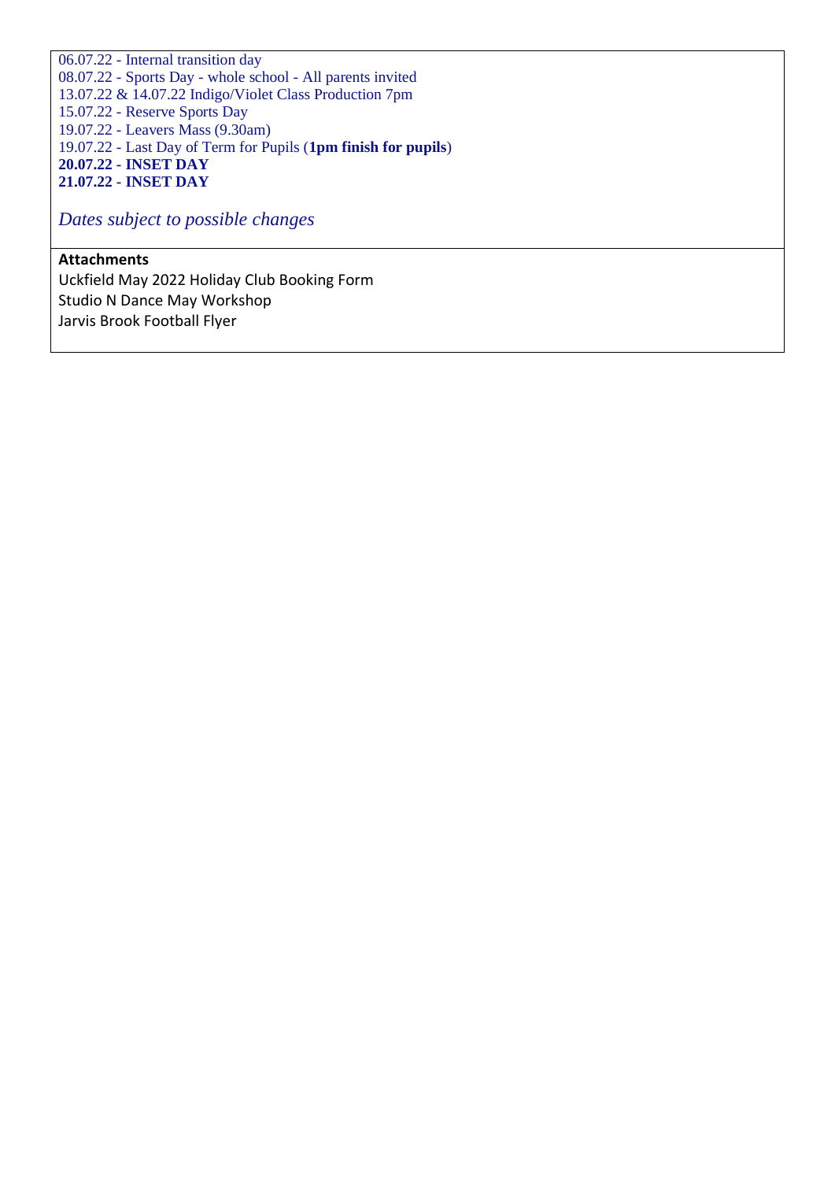06.07.22 - Internal transition day
08.07.22 - Sports Day - whole school - All parents invited
13.07.22 & 14.07.22 Indigo/Violet Class Production 7pm
15.07.22 - Reserve Sports Day
19.07.22 - Leavers Mass (9.30am)
19.07.22 - Last Day of Term for Pupils (**1pm finish for pupils**)
**20.07.22 - INSET DAY**
**21.07.22 - INSET DAY**

*Dates subject to possible changes*

**Attachments**

Uckfield May 2022 Holiday Club Booking Form
Studio N Dance May Workshop
Jarvis Brook Football Flyer